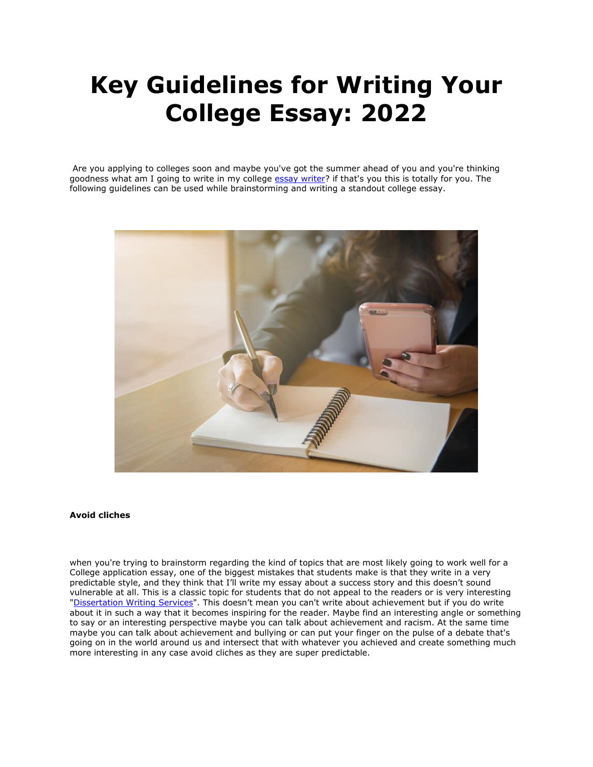# Key Guidelines for Writing Your College Essay: 2022

Are you applying to colleges soon and maybe you've got the summer ahead of you and you're thinking goodness what am I going to write in my college [essay writer](#)? if that's you this is totally for you. The following guidelines can be used while brainstorming and writing a standout college essay.

**Avoid cliches**

when you're trying to brainstorm regarding the kind of topics that are most likely going to work well for a College application essay, one of the biggest mistakes that students make is that they write in a very predictable style, and they think that I'll write my essay about a success story and this doesn't sound vulnerable at all. This is a classic topic for students that do not appeal to the readers or is very interesting "[Dissertation Writing Services](#)". This doesn't mean you can't write about achievement but if you do write about it in such a way that it becomes inspiring for the reader. Maybe find an interesting angle or something to say or an interesting perspective maybe you can talk about achievement and racism. At the same time maybe you can talk about achievement and bullying or can put your finger on the pulse of a debate that's going on in the world around us and intersect that with whatever you achieved and create something much more interesting in any case avoid cliches as they are super predictable.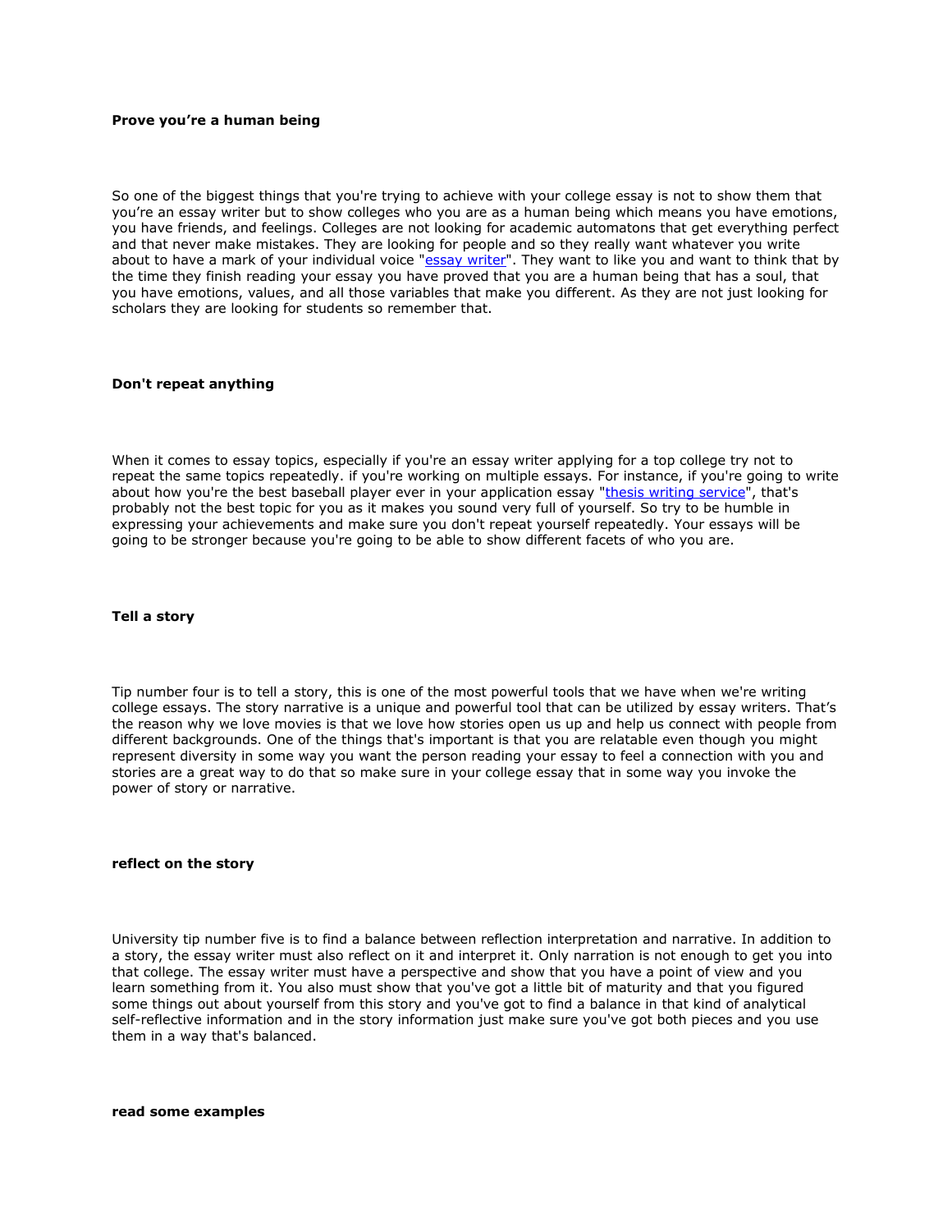**Prove you're a human being**

So one of the biggest things that you're trying to achieve with your college essay is not to show them that you're an essay writer but to show colleges who you are as a human being which means you have emotions, you have friends, and feelings. Colleges are not looking for academic automatons that get everything perfect and that never make mistakes. They are looking for people and so they really want whatever you write about to have a mark of your individual voice "essay writer". They want to like you and want to think that by the time they finish reading your essay you have proved that you are a human being that has a soul, that you have emotions, values, and all those variables that make you different. As they are not just looking for scholars they are looking for students so remember that.

**Don't repeat anything**

When it comes to essay topics, especially if you're an essay writer applying for a top college try not to repeat the same topics repeatedly. if you're working on multiple essays. For instance, if you're going to write about how you're the best baseball player ever in your application essay "thesis writing service", that's probably not the best topic for you as it makes you sound very full of yourself. So try to be humble in expressing your achievements and make sure you don't repeat yourself repeatedly. Your essays will be going to be stronger because you're going to be able to show different facets of who you are.

**Tell a story**

Tip number four is to tell a story, this is one of the most powerful tools that we have when we're writing college essays. The story narrative is a unique and powerful tool that can be utilized by essay writers. That's the reason why we love movies is that we love how stories open us up and help us connect with people from different backgrounds. One of the things that's important is that you are relatable even though you might represent diversity in some way you want the person reading your essay to feel a connection with you and stories are a great way to do that so make sure in your college essay that in some way you invoke the power of story or narrative.

**reflect on the story**

University tip number five is to find a balance between reflection interpretation and narrative. In addition to a story, the essay writer must also reflect on it and interpret it. Only narration is not enough to get you into that college. The essay writer must have a perspective and show that you have a point of view and you learn something from it. You also must show that you've got a little bit of maturity and that you figured some things out about yourself from this story and you've got to find a balance in that kind of analytical self-reflective information and in the story information just make sure you've got both pieces and you use them in a way that's balanced.

**read some examples**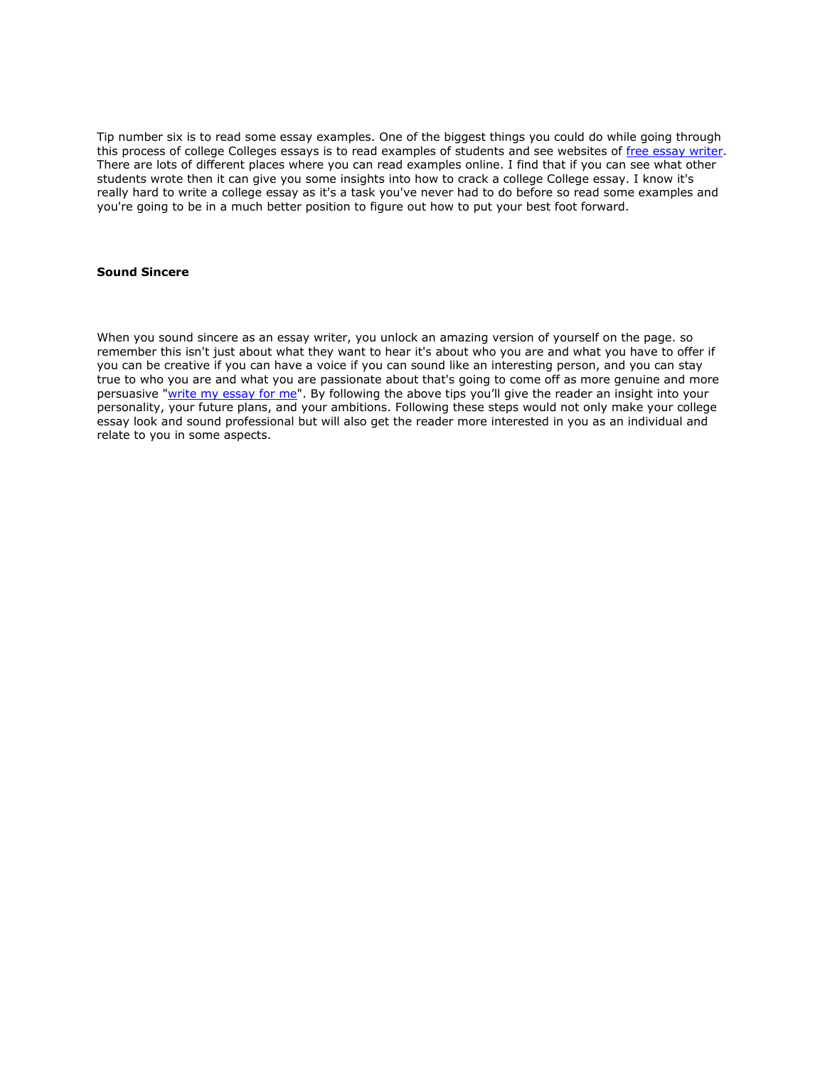Tip number six is to read some essay examples. One of the biggest things you could do while going through this process of college Colleges essays is to read examples of students and see websites of free essay writer. There are lots of different places where you can read examples online. I find that if you can see what other students wrote then it can give you some insights into how to crack a college College essay. I know it's really hard to write a college essay as it's a task you've never had to do before so read some examples and you're going to be in a much better position to figure out how to put your best foot forward.

**Sound Sincere**

When you sound sincere as an essay writer, you unlock an amazing version of yourself on the page. so remember this isn't just about what they want to hear it's about who you are and what you have to offer if you can be creative if you can have a voice if you can sound like an interesting person, and you can stay true to who you are and what you are passionate about that's going to come off as more genuine and more persuasive "write my essay for me". By following the above tips you'll give the reader an insight into your personality, your future plans, and your ambitions. Following these steps would not only make your college essay look and sound professional but will also get the reader more interested in you as an individual and relate to you in some aspects.